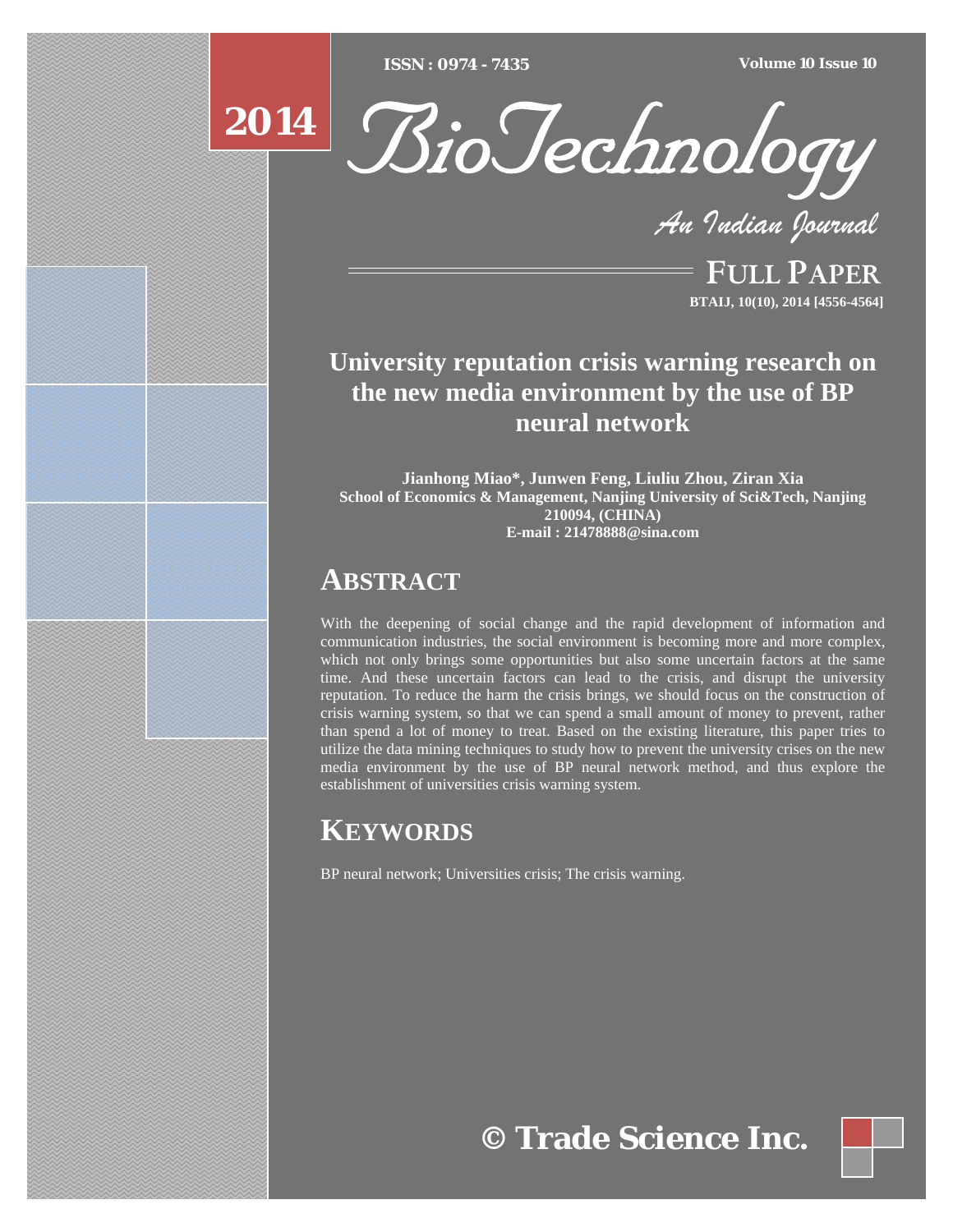# University reputation crisis warning research on the new media environment by the use of BP neural network

**Jianhong Miao\*, Junwen Feng, Liuliu Zhou, Ziran Xia**
**School of Economics & Management, Nanjing University of Sci&Tech, Nanjing 210094, (CHINA)**
**E-mail : 21478888@sina.com**

## ABSTRACT

With the deepening of social change and the rapid development of information and communication industries, the social environment is becoming more and more complex, which not only brings some opportunities but also some uncertain factors at the same time. And these uncertain factors can lead to the crisis, and disrupt the university reputation. To reduce the harm the crisis brings, we should focus on the construction of crisis warning system, so that we can spend a small amount of money to prevent, rather than spend a lot of money to treat. Based on the existing literature, this paper tries to utilize the data mining techniques to study how to prevent the university crises on the new media environment by the use of BP neural network method, and thus explore the establishment of universities crisis warning system.

## KEYWORDS

BP neural network; Universities crisis; The crisis warning.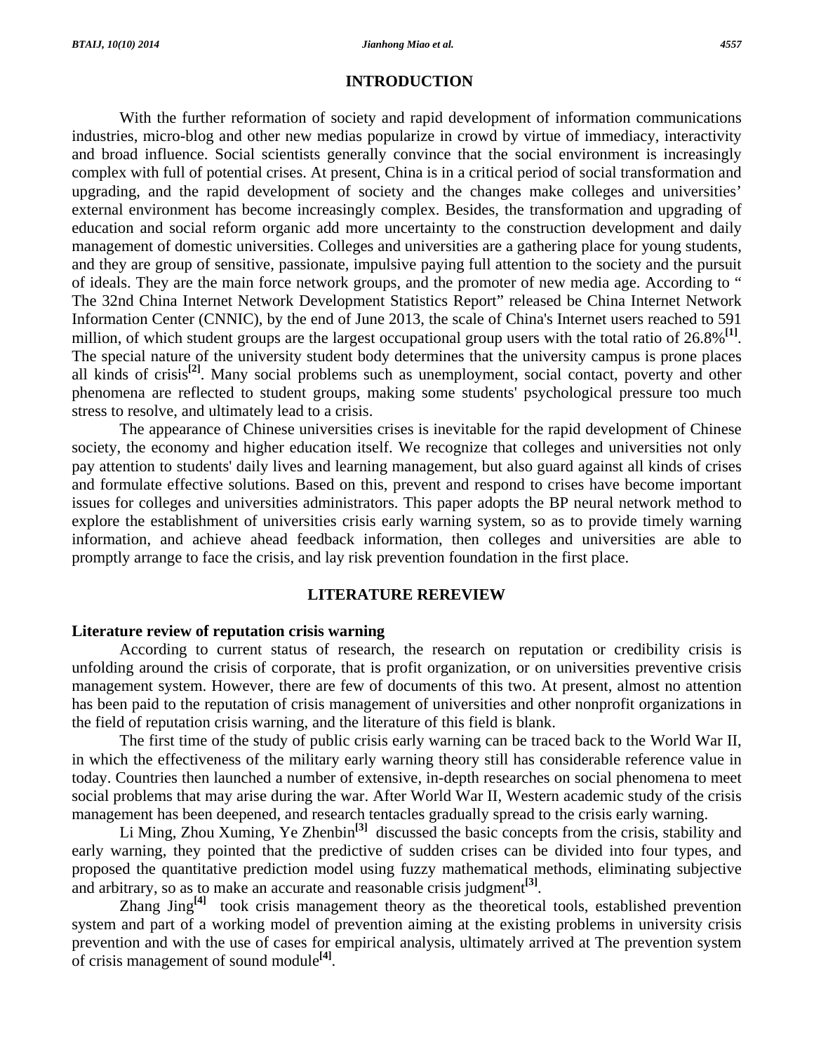## INTRODUCTION

With the further reformation of society and rapid development of information communications industries, micro-blog and other new medias popularize in crowd by virtue of immediacy, interactivity and broad influence. Social scientists generally convince that the social environment is increasingly complex with full of potential crises. At present, China is in a critical period of social transformation and upgrading, and the rapid development of society and the changes make colleges and universities' external environment has become increasingly complex. Besides, the transformation and upgrading of education and social reform organic add more uncertainty to the construction development and daily management of domestic universities. Colleges and universities are a gathering place for young students, and they are group of sensitive, passionate, impulsive paying full attention to the society and the pursuit of ideals. They are the main force network groups, and the promoter of new media age. According to " The 32nd China Internet Network Development Statistics Report" released be China Internet Network Information Center (CNNIC), by the end of June 2013, the scale of China's Internet users reached to 591 million, of which student groups are the largest occupational group users with the total ratio of 26.8%[1]. The special nature of the university student body determines that the university campus is prone places all kinds of crisis[2]. Many social problems such as unemployment, social contact, poverty and other phenomena are reflected to student groups, making some students' psychological pressure too much stress to resolve, and ultimately lead to a crisis.

The appearance of Chinese universities crises is inevitable for the rapid development of Chinese society, the economy and higher education itself. We recognize that colleges and universities not only pay attention to students' daily lives and learning management, but also guard against all kinds of crises and formulate effective solutions. Based on this, prevent and respond to crises have become important issues for colleges and universities administrators. This paper adopts the BP neural network method to explore the establishment of universities crisis early warning system, so as to provide timely warning information, and achieve ahead feedback information, then colleges and universities are able to promptly arrange to face the crisis, and lay risk prevention foundation in the first place.

## LITERATURE REREVIEW

### Literature review of reputation crisis warning

According to current status of research, the research on reputation or credibility crisis is unfolding around the crisis of corporate, that is profit organization, or on universities preventive crisis management system. However, there are few of documents of this two. At present, almost no attention has been paid to the reputation of crisis management of universities and other nonprofit organizations in the field of reputation crisis warning, and the literature of this field is blank.

The first time of the study of public crisis early warning can be traced back to the World War II, in which the effectiveness of the military early warning theory still has considerable reference value in today. Countries then launched a number of extensive, in-depth researches on social phenomena to meet social problems that may arise during the war. After World War II, Western academic study of the crisis management has been deepened, and research tentacles gradually spread to the crisis early warning.

Li Ming, Zhou Xuming, Ye Zhenbin[3] discussed the basic concepts from the crisis, stability and early warning, they pointed that the predictive of sudden crises can be divided into four types, and proposed the quantitative prediction model using fuzzy mathematical methods, eliminating subjective and arbitrary, so as to make an accurate and reasonable crisis judgment[3].

Zhang Jing[4] took crisis management theory as the theoretical tools, established prevention system and part of a working model of prevention aiming at the existing problems in university crisis prevention and with the use of cases for empirical analysis, ultimately arrived at The prevention system of crisis management of sound module[4].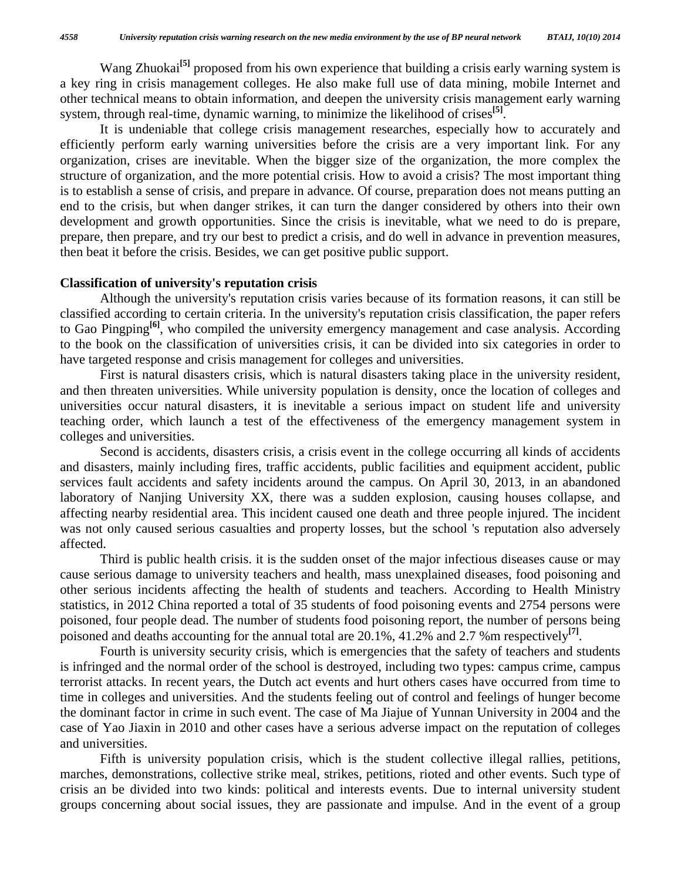Wang Zhuokai[5] proposed from his own experience that building a crisis early warning system is a key ring in crisis management colleges. He also make full use of data mining, mobile Internet and other technical means to obtain information, and deepen the university crisis management early warning system, through real-time, dynamic warning, to minimize the likelihood of crises[5].

It is undeniable that college crisis management researches, especially how to accurately and efficiently perform early warning universities before the crisis are a very important link. For any organization, crises are inevitable. When the bigger size of the organization, the more complex the structure of organization, and the more potential crisis. How to avoid a crisis? The most important thing is to establish a sense of crisis, and prepare in advance. Of course, preparation does not means putting an end to the crisis, but when danger strikes, it can turn the danger considered by others into their own development and growth opportunities. Since the crisis is inevitable, what we need to do is prepare, prepare, then prepare, and try our best to predict a crisis, and do well in advance in prevention measures, then beat it before the crisis. Besides, we can get positive public support.

**Classification of university's reputation crisis**

Although the university's reputation crisis varies because of its formation reasons, it can still be classified according to certain criteria. In the university's reputation crisis classification, the paper refers to Gao Pingping[6], who compiled the university emergency management and case analysis. According to the book on the classification of universities crisis, it can be divided into six categories in order to have targeted response and crisis management for colleges and universities.

First is natural disasters crisis, which is natural disasters taking place in the university resident, and then threaten universities. While university population is density, once the location of colleges and universities occur natural disasters, it is inevitable a serious impact on student life and university teaching order, which launch a test of the effectiveness of the emergency management system in colleges and universities.

Second is accidents, disasters crisis, a crisis event in the college occurring all kinds of accidents and disasters, mainly including fires, traffic accidents, public facilities and equipment accident, public services fault accidents and safety incidents around the campus. On April 30, 2013, in an abandoned laboratory of Nanjing University XX, there was a sudden explosion, causing houses collapse, and affecting nearby residential area. This incident caused one death and three people injured. The incident was not only caused serious casualties and property losses, but the school 's reputation also adversely affected.

Third is public health crisis. it is the sudden onset of the major infectious diseases cause or may cause serious damage to university teachers and health, mass unexplained diseases, food poisoning and other serious incidents affecting the health of students and teachers. According to Health Ministry statistics, in 2012 China reported a total of 35 students of food poisoning events and 2754 persons were poisoned, four people dead. The number of students food poisoning report, the number of persons being poisoned and deaths accounting for the annual total are 20.1%, 41.2% and 2.7 %m respectively[7].

Fourth is university security crisis, which is emergencies that the safety of teachers and students is infringed and the normal order of the school is destroyed, including two types: campus crime, campus terrorist attacks. In recent years, the Dutch act events and hurt others cases have occurred from time to time in colleges and universities. And the students feeling out of control and feelings of hunger become the dominant factor in crime in such event. The case of Ma Jiajue of Yunnan University in 2004 and the case of Yao Jiaxin in 2010 and other cases have a serious adverse impact on the reputation of colleges and universities.

Fifth is university population crisis, which is the student collective illegal rallies, petitions, marches, demonstrations, collective strike meal, strikes, petitions, rioted and other events. Such type of crisis an be divided into two kinds: political and interests events. Due to internal university student groups concerning about social issues, they are passionate and impulse. And in the event of a group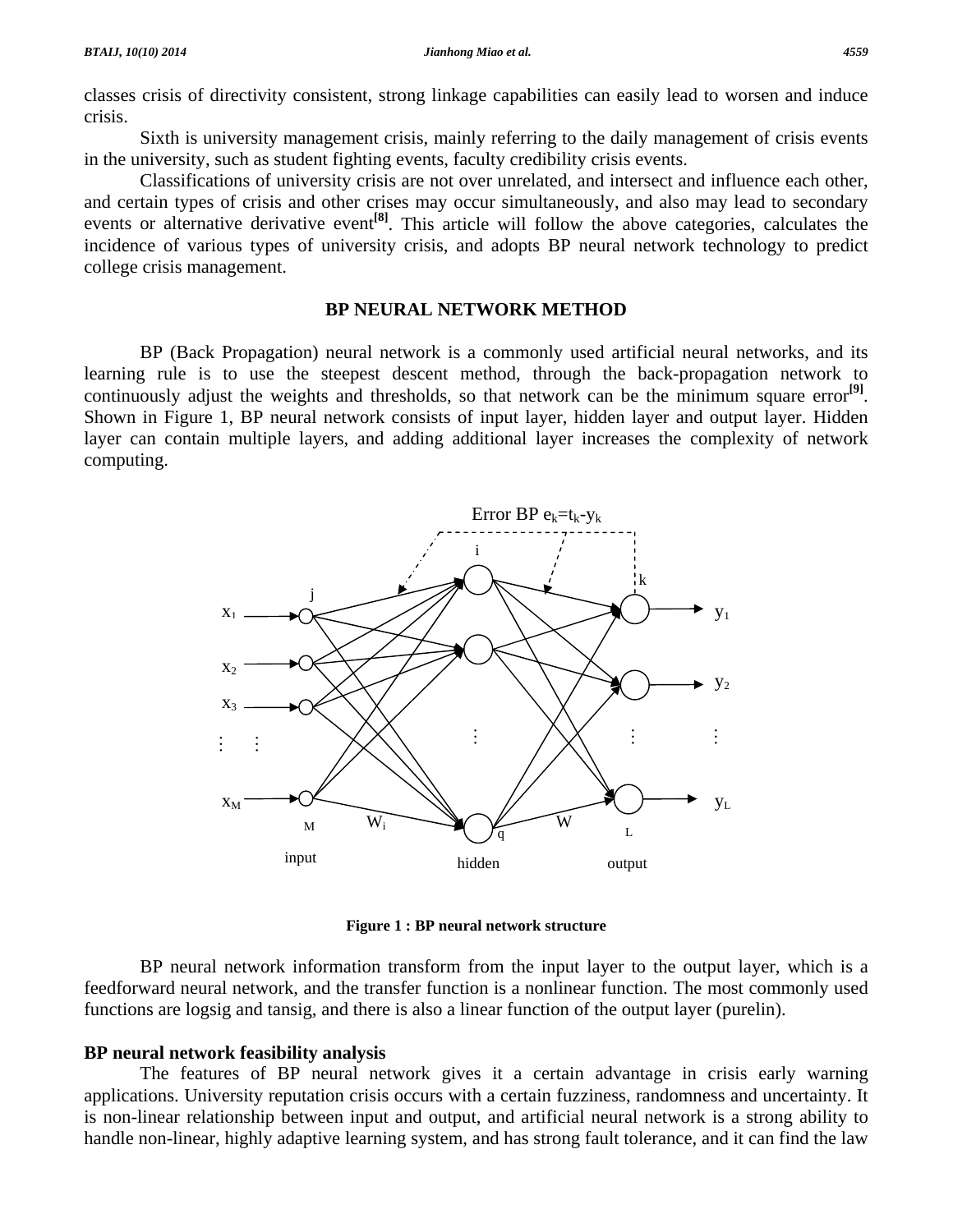classes crisis of directivity consistent, strong linkage capabilities can easily lead to worsen and induce crisis.

Sixth is university management crisis, mainly referring to the daily management of crisis events in the university, such as student fighting events, faculty credibility crisis events.

Classifications of university crisis are not over unrelated, and intersect and influence each other, and certain types of crisis and other crises may occur simultaneously, and also may lead to secondary events or alternative derivative event[8]. This article will follow the above categories, calculates the incidence of various types of university crisis, and adopts BP neural network technology to predict college crisis management.

## BP NEURAL NETWORK METHOD

BP (Back Propagation) neural network is a commonly used artificial neural networks, and its learning rule is to use the steepest descent method, through the back-propagation network to continuously adjust the weights and thresholds, so that network can be the minimum square error[9]. Shown in Figure 1, BP neural network consists of input layer, hidden layer and output layer. Hidden layer can contain multiple layers, and adding additional layer increases the complexity of network computing.

**Figure 1 : BP neural network structure**

BP neural network information transform from the input layer to the output layer, which is a feedforward neural network, and the transfer function is a nonlinear function. The most commonly used functions are logsig and tansig, and there is also a linear function of the output layer (purelin).

### BP neural network feasibility analysis

The features of BP neural network gives it a certain advantage in crisis early warning applications. University reputation crisis occurs with a certain fuzziness, randomness and uncertainty. It is non-linear relationship between input and output, and artificial neural network is a strong ability to handle non-linear, highly adaptive learning system, and has strong fault tolerance, and it can find the law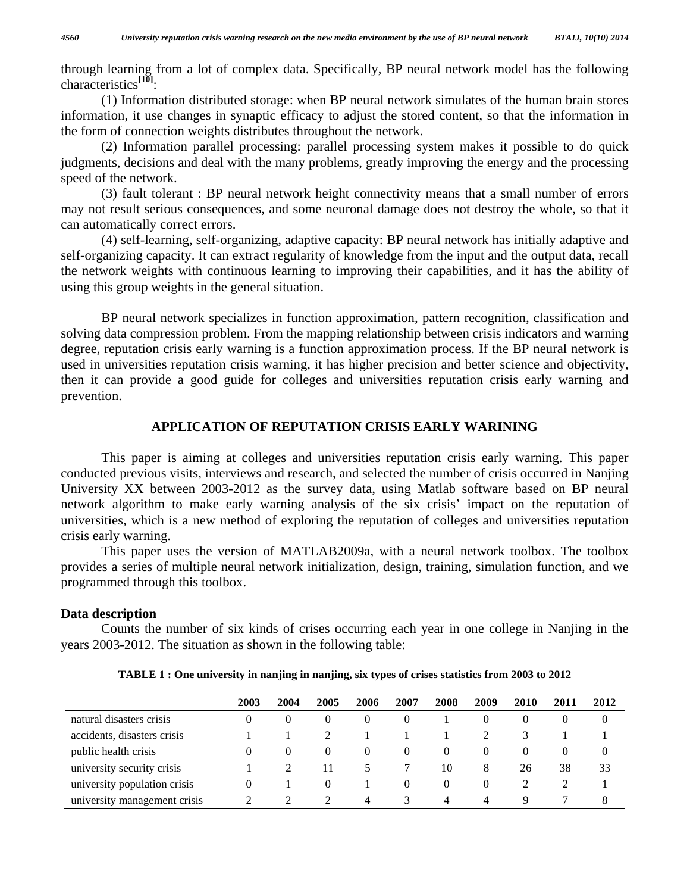through learning from a lot of complex data. Specifically, BP neural network model has the following characteristics[10]:

(1) Information distributed storage: when BP neural network simulates of the human brain stores information, it use changes in synaptic efficacy to adjust the stored content, so that the information in the form of connection weights distributes throughout the network.

(2) Information parallel processing: parallel processing system makes it possible to do quick judgments, decisions and deal with the many problems, greatly improving the energy and the processing speed of the network.

(3) fault tolerant : BP neural network height connectivity means that a small number of errors may not result serious consequences, and some neuronal damage does not destroy the whole, so that it can automatically correct errors.

(4) self-learning, self-organizing, adaptive capacity: BP neural network has initially adaptive and self-organizing capacity. It can extract regularity of knowledge from the input and the output data, recall the network weights with continuous learning to improving their capabilities, and it has the ability of using this group weights in the general situation.

BP neural network specializes in function approximation, pattern recognition, classification and solving data compression problem. From the mapping relationship between crisis indicators and warning degree, reputation crisis early warning is a function approximation process. If the BP neural network is used in universities reputation crisis warning, it has higher precision and better science and objectivity, then it can provide a good guide for colleges and universities reputation crisis early warning and prevention.

## APPLICATION OF REPUTATION CRISIS EARLY WARINING

This paper is aiming at colleges and universities reputation crisis early warning. This paper conducted previous visits, interviews and research, and selected the number of crisis occurred in Nanjing University XX between 2003-2012 as the survey data, using Matlab software based on BP neural network algorithm to make early warning analysis of the six crisis' impact on the reputation of universities, which is a new method of exploring the reputation of colleges and universities reputation crisis early warning.

This paper uses the version of MATLAB2009a, with a neural network toolbox. The toolbox provides a series of multiple neural network initialization, design, training, simulation function, and we programmed through this toolbox.

### Data description

Counts the number of six kinds of crises occurring each year in one college in Nanjing in the years 2003-2012. The situation as shown in the following table:

**TABLE 1 : One university in nanjing in nanjing, six types of crises statistics from 2003 to 2012**

| | 2003 | 2004 | 2005 | 2006 | 2007 | 2008 | 2009 | 2010 | 2011 | 2012 |
|---|---|---|---|---|---|---|---|---|---|---|
| natural disasters crisis | 0 | 0 | 0 | 0 | 0 | 1 | 0 | 0 | 0 | 0 |
| accidents, disasters crisis | 1 | 1 | 2 | 1 | 1 | 1 | 2 | 3 | 1 | 1 |
| public health crisis | 0 | 0 | 0 | 0 | 0 | 0 | 0 | 0 | 0 | 0 |
| university security crisis | 1 | 2 | 11 | 5 | 7 | 10 | 8 | 26 | 38 | 33 |
| university population crisis | 0 | 1 | 0 | 1 | 0 | 0 | 0 | 2 | 2 | 1 |
| university management crisis | 2 | 2 | 2 | 4 | 3 | 4 | 4 | 9 | 7 | 8 |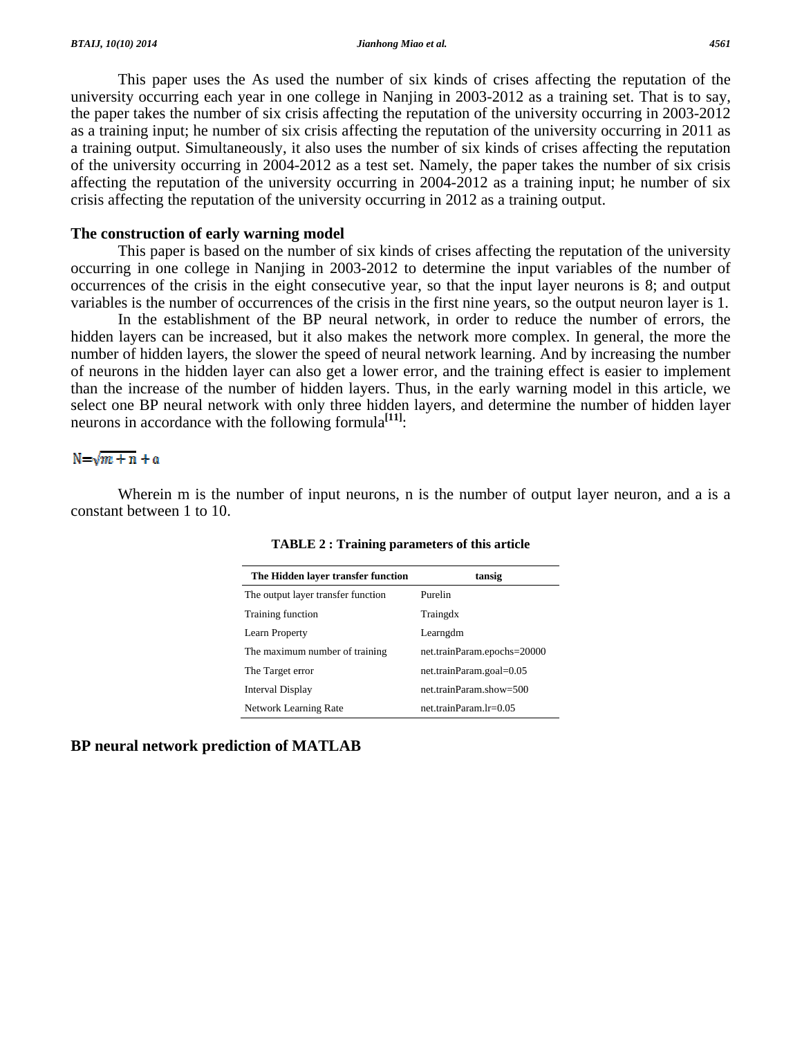This paper uses the As used the number of six kinds of crises affecting the reputation of the university occurring each year in one college in Nanjing in 2003-2012 as a training set. That is to say, the paper takes the number of six crisis affecting the reputation of the university occurring in 2003-2012 as a training input; he number of six crisis affecting the reputation of the university occurring in 2011 as a training output. Simultaneously, it also uses the number of six kinds of crises affecting the reputation of the university occurring in 2004-2012 as a test set. Namely, the paper takes the number of six crisis affecting the reputation of the university occurring in 2004-2012 as a training input; he number of six crisis affecting the reputation of the university occurring in 2012 as a training output.

## The construction of early warning model

This paper is based on the number of six kinds of crises affecting the reputation of the university occurring in one college in Nanjing in 2003-2012 to determine the input variables of the number of occurrences of the crisis in the eight consecutive year, so that the input layer neurons is 8; and output variables is the number of occurrences of the crisis in the first nine years, so the output neuron layer is 1.

In the establishment of the BP neural network, in order to reduce the number of errors, the hidden layers can be increased, but it also makes the network more complex. In general, the more the number of hidden layers, the slower the speed of neural network learning. And by increasing the number of neurons in the hidden layer can also get a lower error, and the training effect is easier to implement than the increase of the number of hidden layers. Thus, in the early warning model in this article, we select one BP neural network with only three hidden layers, and determine the number of hidden layer neurons in accordance with the following formula[11]:

$$N=\sqrt{m+n}+a$$

Wherein m is the number of input neurons, n is the number of output layer neuron, and a is a constant between 1 to 10.

**TABLE 2 : Training parameters of this article**

| The Hidden layer transfer function | tansig |
|---|---|
| The output layer transfer function | Purelin |
| Training function | Traingdx |
| Learn Property | Learngdm |
| The maximum number of training | net.trainParam.epochs=20000 |
| The Target error | net.trainParam.goal=0.05 |
| Interval Display | net.trainParam.show=500 |
| Network Learning Rate | net.trainParam.lr=0.05 |

## BP neural network prediction of MATLAB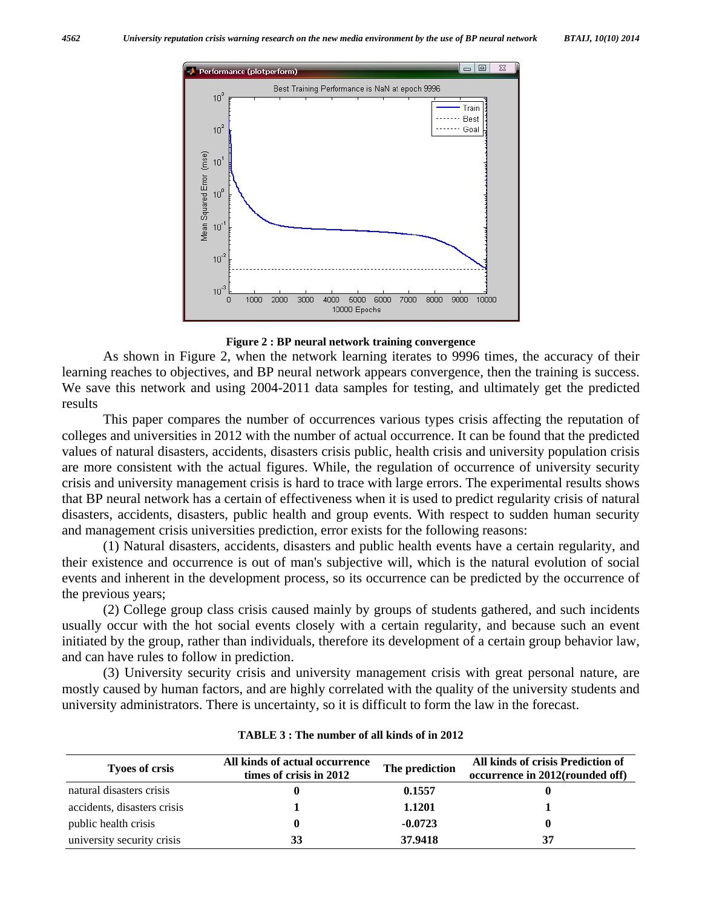**Figure 2 : BP neural network training convergence**

As shown in Figure 2, when the network learning iterates to 9996 times, the accuracy of their learning reaches to objectives, and BP neural network appears convergence, then the training is success. We save this network and using 2004-2011 data samples for testing, and ultimately get the predicted results

This paper compares the number of occurrences various types crisis affecting the reputation of colleges and universities in 2012 with the number of actual occurrence. It can be found that the predicted values of natural disasters, accidents, disasters crisis public, health crisis and university population crisis are more consistent with the actual figures. While, the regulation of occurrence of university security crisis and university management crisis is hard to trace with large errors. The experimental results shows that BP neural network has a certain of effectiveness when it is used to predict regularity crisis of natural disasters, accidents, disasters, public health and group events. With respect to sudden human security and management crisis universities prediction, error exists for the following reasons:

(1) Natural disasters, accidents, disasters and public health events have a certain regularity, and their existence and occurrence is out of man's subjective will, which is the natural evolution of social events and inherent in the development process, so its occurrence can be predicted by the occurrence of the previous years;

(2) College group class crisis caused mainly by groups of students gathered, and such incidents usually occur with the hot social events closely with a certain regularity, and because such an event initiated by the group, rather than individuals, therefore its development of a certain group behavior law, and can have rules to follow in prediction.

(3) University security crisis and university management crisis with great personal nature, are mostly caused by human factors, and are highly correlated with the quality of the university students and university administrators. There is uncertainty, so it is difficult to form the law in the forecast.

**TABLE 3 : The number of all kinds of in 2012**

| Tyoes of crsis | All kinds of actual occurrence times of crisis in 2012 | The prediction | All kinds of crisis Prediction of occurrence in 2012(rounded off) |
|---|---|---|---|
| natural disasters crisis | 0 | 0.1557 | 0 |
| accidents, disasters crisis | 1 | 1.1201 | 1 |
| public health crisis | 0 | -0.0723 | 0 |
| university security crisis | 33 | 37.9418 | 37 |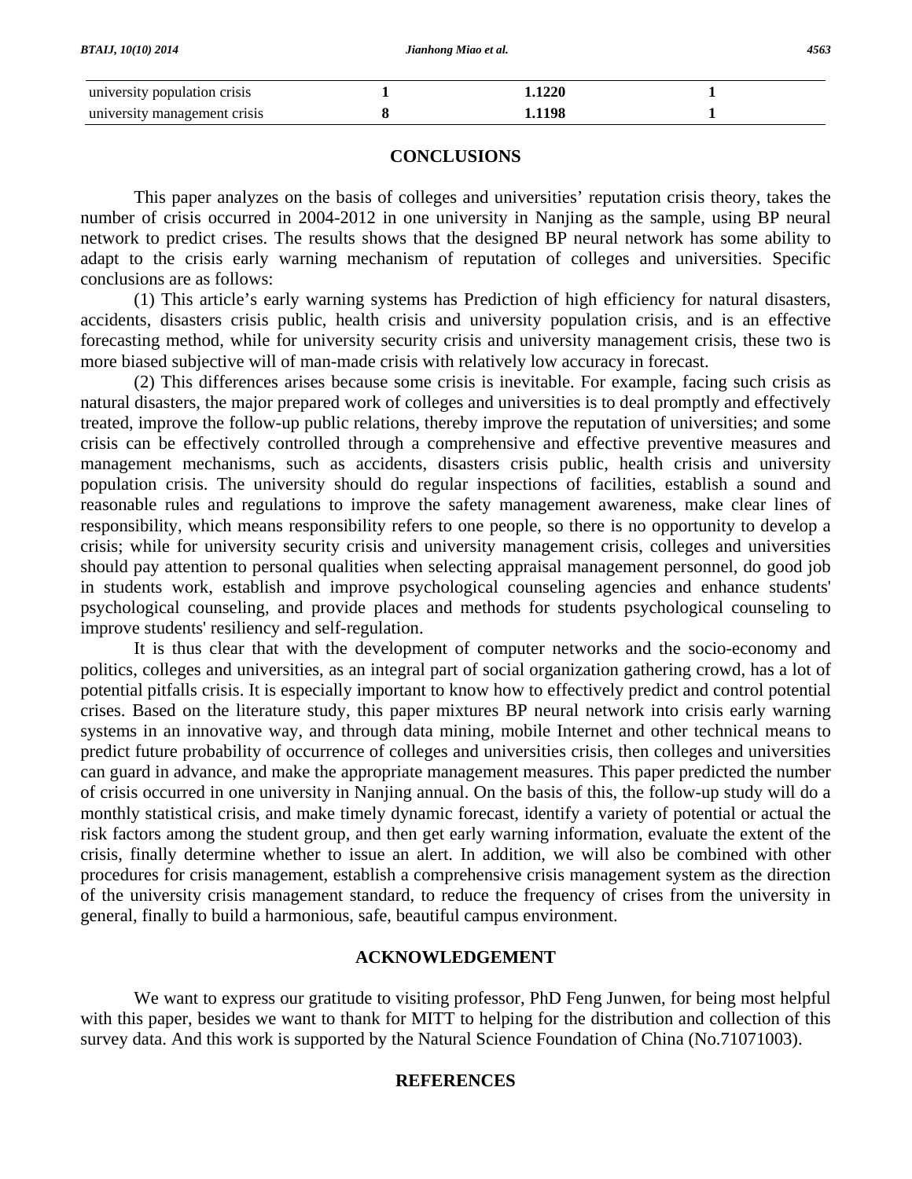| | | | |
|---|---|---|---|
| university population crisis | **1** | **1.1220** | **1** |
| university management crisis | **8** | **1.1198** | **1** |

## CONCLUSIONS

This paper analyzes on the basis of colleges and universities' reputation crisis theory, takes the number of crisis occurred in 2004-2012 in one university in Nanjing as the sample, using BP neural network to predict crises. The results shows that the designed BP neural network has some ability to adapt to the crisis early warning mechanism of reputation of colleges and universities. Specific conclusions are as follows:

(1) This article's early warning systems has Prediction of high efficiency for natural disasters, accidents, disasters crisis public, health crisis and university population crisis, and is an effective forecasting method, while for university security crisis and university management crisis, these two is more biased subjective will of man-made crisis with relatively low accuracy in forecast.

(2) This differences arises because some crisis is inevitable. For example, facing such crisis as natural disasters, the major prepared work of colleges and universities is to deal promptly and effectively treated, improve the follow-up public relations, thereby improve the reputation of universities; and some crisis can be effectively controlled through a comprehensive and effective preventive measures and management mechanisms, such as accidents, disasters crisis public, health crisis and university population crisis. The university should do regular inspections of facilities, establish a sound and reasonable rules and regulations to improve the safety management awareness, make clear lines of responsibility, which means responsibility refers to one people, so there is no opportunity to develop a crisis; while for university security crisis and university management crisis, colleges and universities should pay attention to personal qualities when selecting appraisal management personnel, do good job in students work, establish and improve psychological counseling agencies and enhance students' psychological counseling, and provide places and methods for students psychological counseling to improve students' resiliency and self-regulation.

It is thus clear that with the development of computer networks and the socio-economy and politics, colleges and universities, as an integral part of social organization gathering crowd, has a lot of potential pitfalls crisis. It is especially important to know how to effectively predict and control potential crises. Based on the literature study, this paper mixtures BP neural network into crisis early warning systems in an innovative way, and through data mining, mobile Internet and other technical means to predict future probability of occurrence of colleges and universities crisis, then colleges and universities can guard in advance, and make the appropriate management measures. This paper predicted the number of crisis occurred in one university in Nanjing annual. On the basis of this, the follow-up study will do a monthly statistical crisis, and make timely dynamic forecast, identify a variety of potential or actual the risk factors among the student group, and then get early warning information, evaluate the extent of the crisis, finally determine whether to issue an alert. In addition, we will also be combined with other procedures for crisis management, establish a comprehensive crisis management system as the direction of the university crisis management standard, to reduce the frequency of crises from the university in general, finally to build a harmonious, safe, beautiful campus environment.

## ACKNOWLEDGEMENT

We want to express our gratitude to visiting professor, PhD Feng Junwen, for being most helpful with this paper, besides we want to thank for MITT to helping for the distribution and collection of this survey data. And this work is supported by the Natural Science Foundation of China (No.71071003).

## REFERENCES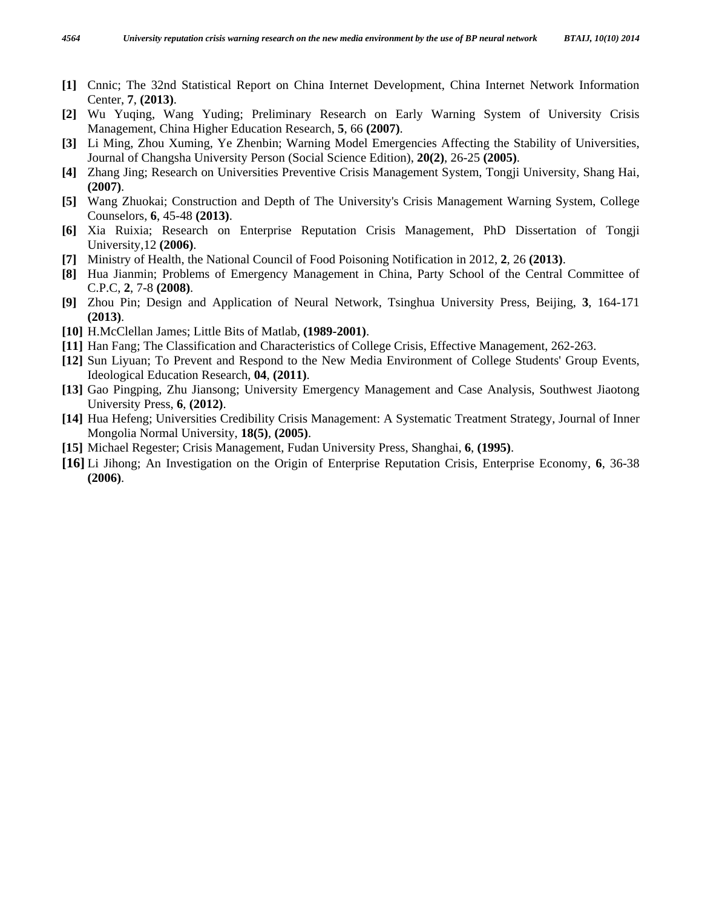**[1]** Cnnic; The 32nd Statistical Report on China Internet Development, China Internet Network Information Center, **7**, **(2013)**.

**[2]** Wu Yuqing, Wang Yuding; Preliminary Research on Early Warning System of University Crisis Management, China Higher Education Research, **5**, 66 **(2007)**.

**[3]** Li Ming, Zhou Xuming, Ye Zhenbin; Warning Model Emergencies Affecting the Stability of Universities, Journal of Changsha University Person (Social Science Edition), **20(2)**, 26-25 **(2005)**.

**[4]** Zhang Jing; Research on Universities Preventive Crisis Management System, Tongji University, Shang Hai, **(2007)**.

**[5]** Wang Zhuokai; Construction and Depth of The University's Crisis Management Warning System, College Counselors, **6**, 45-48 **(2013)**.

**[6]** Xia Ruixia; Research on Enterprise Reputation Crisis Management, PhD Dissertation of Tongji University,12 **(2006)**.

**[7]** Ministry of Health, the National Council of Food Poisoning Notification in 2012, **2**, 26 **(2013)**.

**[8]** Hua Jianmin; Problems of Emergency Management in China, Party School of the Central Committee of C.P.C, **2**, 7-8 **(2008)**.

**[9]** Zhou Pin; Design and Application of Neural Network, Tsinghua University Press, Beijing, **3**, 164-171 **(2013)**.

**[10]** H.McClellan James; Little Bits of Matlab, **(1989-2001)**.

**[11]** Han Fang; The Classification and Characteristics of College Crisis, Effective Management, 262-263.

**[12]** Sun Liyuan; To Prevent and Respond to the New Media Environment of College Students' Group Events, Ideological Education Research, **04**, **(2011)**.

**[13]** Gao Pingping, Zhu Jiansong; University Emergency Management and Case Analysis, Southwest Jiaotong University Press, **6**, **(2012)**.

**[14]** Hua Hefeng; Universities Credibility Crisis Management: A Systematic Treatment Strategy, Journal of Inner Mongolia Normal University, **18(5)**, **(2005)**.

**[15]** Michael Regester; Crisis Management, Fudan University Press, Shanghai, **6**, **(1995)**.

**[16]** Li Jihong; An Investigation on the Origin of Enterprise Reputation Crisis, Enterprise Economy, **6**, 36-38 **(2006)**.